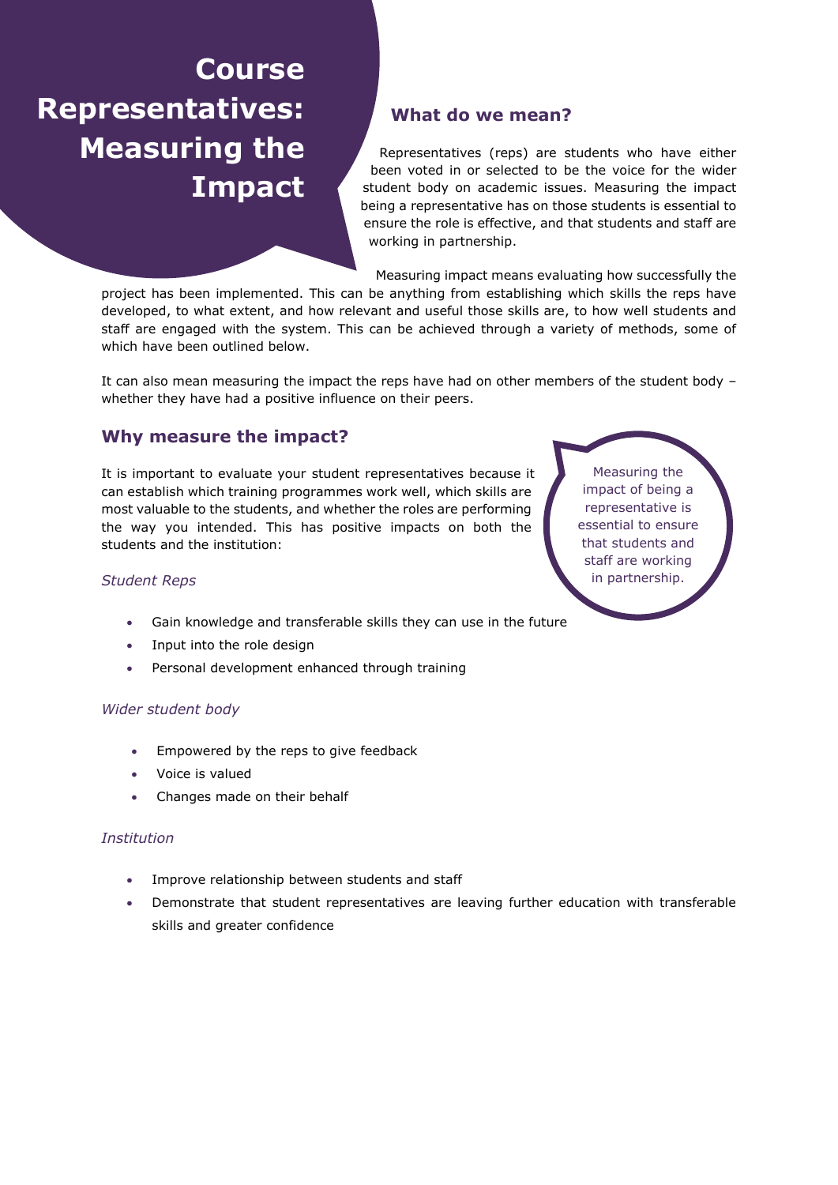# Course Representatives: Measuring the Impact

## What do we mean?

Representatives (reps) are students who have either been voted in or selected to be the voice for the wider student body on academic issues. Measuring the impact being a representative has on those students is essential to ensure the role is effective, and that students and staff are working in partnership.

Measuring impact means evaluating how successfully the project has been implemented. This can be anything from establishing which skills the reps have developed, to what extent, and how relevant and useful those skills are, to how well students and staff are engaged with the system. This can be achieved through a variety of methods, some of which have been outlined below.

It can also mean measuring the impact the reps have had on other members of the student body – whether they have had a positive influence on their peers.

## Why measure the impact?

It is important to evaluate your student representatives because it can establish which training programmes work well, which skills are most valuable to the students, and whether the roles are performing the way you intended. This has positive impacts on both the students and the institution:

> Measuring the impact of being a representative is essential to ensure that students and staff are working in partnership.

*Student Reps*

- Gain knowledge and transferable skills they can use in the future
- Input into the role design
- Personal development enhanced through training

*Wider student body*

- Empowered by the reps to give feedback
- Voice is valued
- Changes made on their behalf

*Institution*

- Improve relationship between students and staff
- Demonstrate that student representatives are leaving further education with transferable skills and greater confidence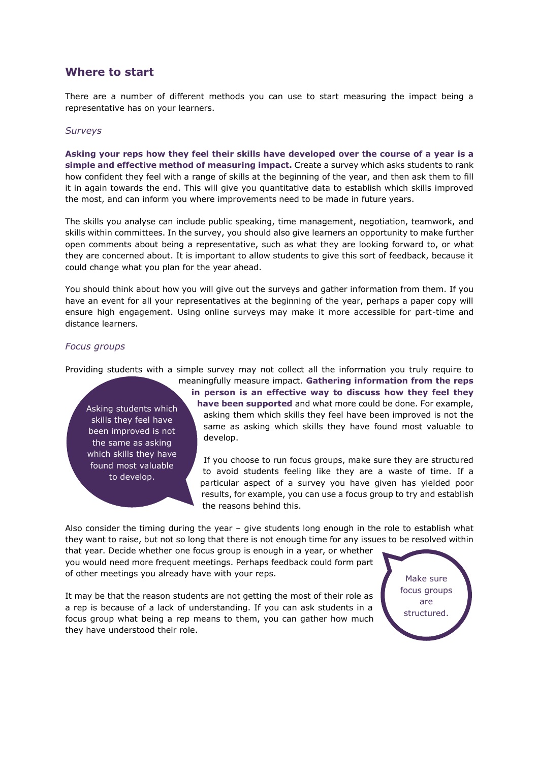## Where to start

There are a number of different methods you can use to start measuring the impact being a representative has on your learners.

*Surveys*

**Asking your reps how they feel their skills have developed over the course of a year is a simple and effective method of measuring impact.** Create a survey which asks students to rank how confident they feel with a range of skills at the beginning of the year, and then ask them to fill it in again towards the end. This will give you quantitative data to establish which skills improved the most, and can inform you where improvements need to be made in future years.

The skills you analyse can include public speaking, time management, negotiation, teamwork, and skills within committees. In the survey, you should also give learners an opportunity to make further open comments about being a representative, such as what they are looking forward to, or what they are concerned about. It is important to allow students to give this sort of feedback, because it could change what you plan for the year ahead.

You should think about how you will give out the surveys and gather information from them. If you have an event for all your representatives at the beginning of the year, perhaps a paper copy will ensure high engagement. Using online surveys may make it more accessible for part-time and distance learners.

*Focus groups*

Providing students with a simple survey may not collect all the information you truly require to meaningfully measure impact. **Gathering information from the reps in person is an effective way to discuss how they feel they have been supported** and what more could be done. For example, asking them which skills they feel have been improved is not the same as asking which skills they have found most valuable to develop.

> Asking students which skills they feel have been improved is not the same as asking which skills they have found most valuable to develop.

If you choose to run focus groups, make sure they are structured to avoid students feeling like they are a waste of time. If a particular aspect of a survey you have given has yielded poor results, for example, you can use a focus group to try and establish the reasons behind this.

Also consider the timing during the year – give students long enough in the role to establish what they want to raise, but not so long that there is not enough time for any issues to be resolved within that year. Decide whether one focus group is enough in a year, or whether you would need more frequent meetings. Perhaps feedback could form part of other meetings you already have with your reps.

It may be that the reason students are not getting the most of their role as a rep is because of a lack of understanding. If you can ask students in a focus group what being a rep means to them, you can gather how much they have understood their role.

> Make sure focus groups are structured.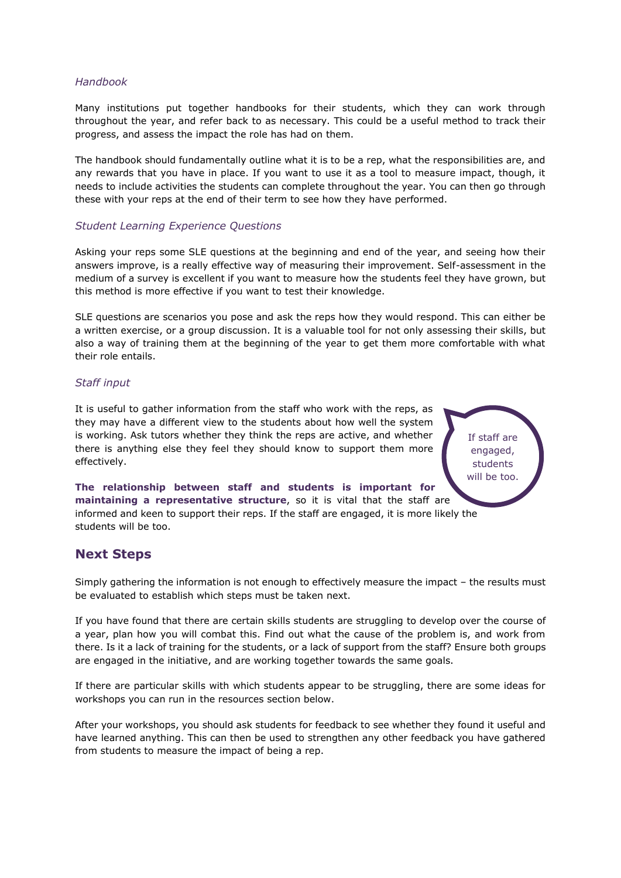*Handbook*

Many institutions put together handbooks for their students, which they can work through throughout the year, and refer back to as necessary. This could be a useful method to track their progress, and assess the impact the role has had on them.

The handbook should fundamentally outline what it is to be a rep, what the responsibilities are, and any rewards that you have in place. If you want to use it as a tool to measure impact, though, it needs to include activities the students can complete throughout the year. You can then go through these with your reps at the end of their term to see how they have performed.

*Student Learning Experience Questions*

Asking your reps some SLE questions at the beginning and end of the year, and seeing how their answers improve, is a really effective way of measuring their improvement. Self-assessment in the medium of a survey is excellent if you want to measure how the students feel they have grown, but this method is more effective if you want to test their knowledge.

SLE questions are scenarios you pose and ask the reps how they would respond. This can either be a written exercise, or a group discussion. It is a valuable tool for not only assessing their skills, but also a way of training them at the beginning of the year to get them more comfortable with what their role entails.

*Staff input*

It is useful to gather information from the staff who work with the reps, as they may have a different view to the students about how well the system is working. Ask tutors whether they think the reps are active, and whether there is anything else they feel they should know to support them more effectively.

If staff are engaged, students will be too.

**The relationship between staff and students is important for maintaining a representative structure**, so it is vital that the staff are informed and keen to support their reps. If the staff are engaged, it is more likely the students will be too.

## Next Steps

Simply gathering the information is not enough to effectively measure the impact – the results must be evaluated to establish which steps must be taken next.

If you have found that there are certain skills students are struggling to develop over the course of a year, plan how you will combat this. Find out what the cause of the problem is, and work from there. Is it a lack of training for the students, or a lack of support from the staff? Ensure both groups are engaged in the initiative, and are working together towards the same goals.

If there are particular skills with which students appear to be struggling, there are some ideas for workshops you can run in the resources section below.

After your workshops, you should ask students for feedback to see whether they found it useful and have learned anything. This can then be used to strengthen any other feedback you have gathered from students to measure the impact of being a rep.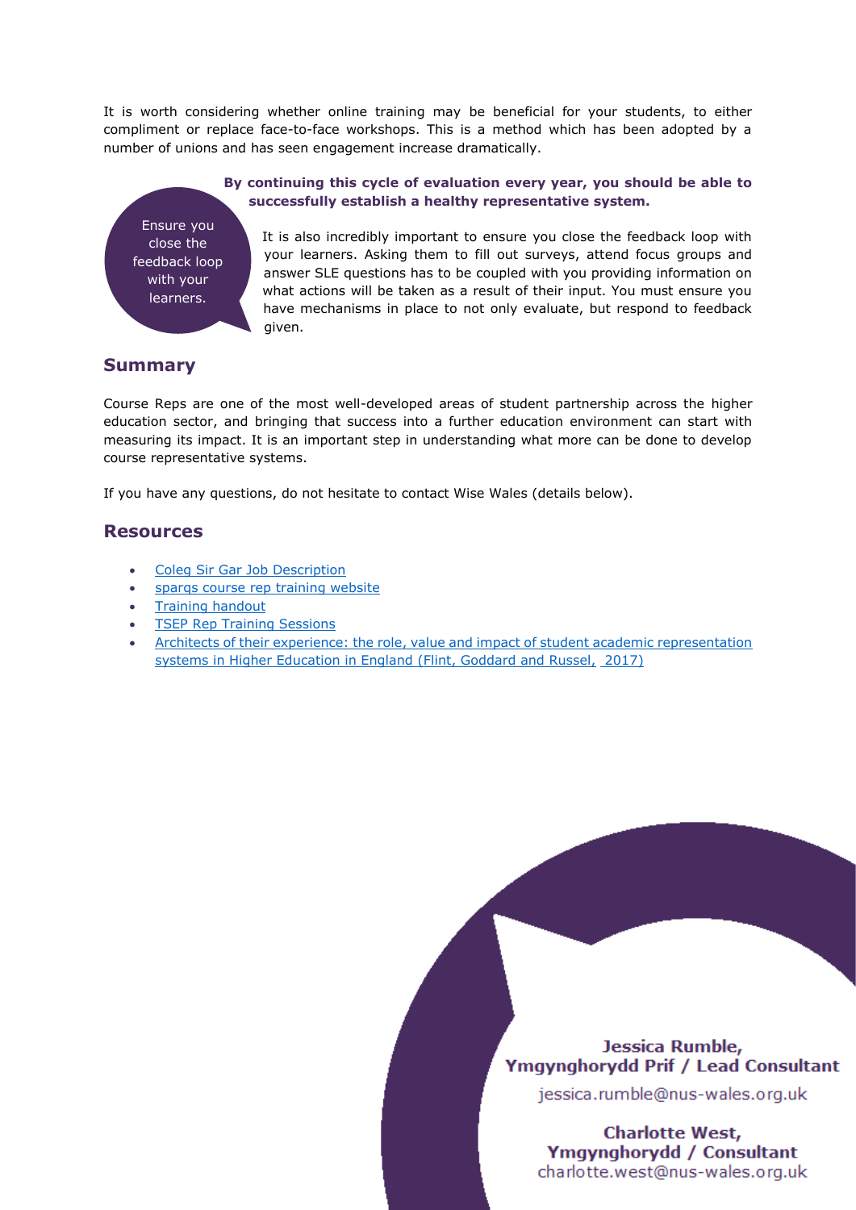It is worth considering whether online training may be beneficial for your students, to either compliment or replace face-to-face workshops. This is a method which has been adopted by a number of unions and has seen engagement increase dramatically.

**By continuing this cycle of evaluation every year, you should be able to successfully establish a healthy representative system.**

Ensure you close the feedback loop with your learners.

It is also incredibly important to ensure you close the feedback loop with your learners. Asking them to fill out surveys, attend focus groups and answer SLE questions has to be coupled with you providing information on what actions will be taken as a result of their input. You must ensure you have mechanisms in place to not only evaluate, but respond to feedback given.

## Summary

Course Reps are one of the most well-developed areas of student partnership across the higher education sector, and bringing that success into a further education environment can start with measuring its impact. It is an important step in understanding what more can be done to develop course representative systems.

If you have any questions, do not hesitate to contact Wise Wales (details below).

## Resources

- Coleg Sir Gar Job Description
- sparqs course rep training website
- Training handout
- TSEP Rep Training Sessions
- Architects of their experience: the role, value and impact of student academic representation systems in Higher Education in England (Flint, Goddard and Russel, 2017)

**Jessica Rumble,**
**Ymgynghorydd Prif / Lead Consultant**
jessica.rumble@nus-wales.org.uk

**Charlotte West,**
**Ymgynghorydd / Consultant**
charlotte.west@nus-wales.org.uk